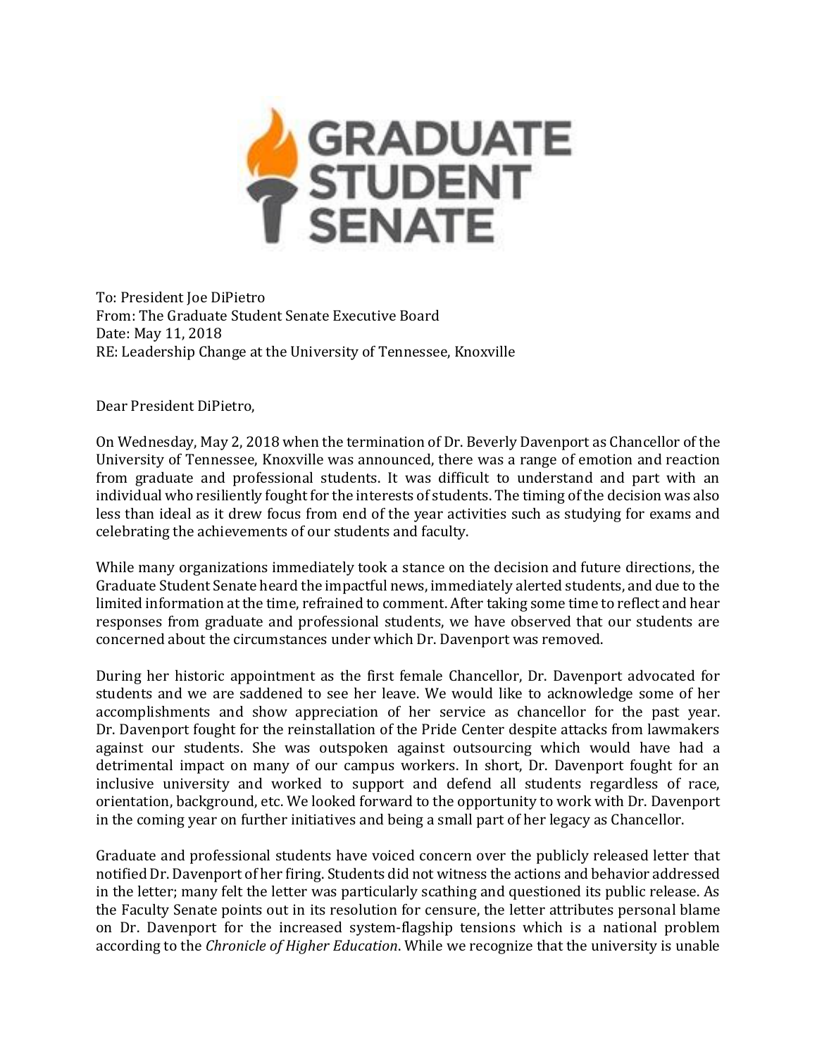# GRADUATE STUDENT SENATE

To: President Joe DiPietro
From: The Graduate Student Senate Executive Board
Date: May 11, 2018
RE: Leadership Change at the University of Tennessee, Knoxville

Dear President DiPietro,

On Wednesday, May 2, 2018 when the termination of Dr. Beverly Davenport as Chancellor of the University of Tennessee, Knoxville was announced, there was a range of emotion and reaction from graduate and professional students. It was difficult to understand and part with an individual who resiliently fought for the interests of students. The timing of the decision was also less than ideal as it drew focus from end of the year activities such as studying for exams and celebrating the achievements of our students and faculty.

While many organizations immediately took a stance on the decision and future directions, the Graduate Student Senate heard the impactful news, immediately alerted students, and due to the limited information at the time, refrained to comment. After taking some time to reflect and hear responses from graduate and professional students, we have observed that our students are concerned about the circumstances under which Dr. Davenport was removed.

During her historic appointment as the first female Chancellor, Dr. Davenport advocated for students and we are saddened to see her leave. We would like to acknowledge some of her accomplishments and show appreciation of her service as chancellor for the past year. Dr. Davenport fought for the reinstallation of the Pride Center despite attacks from lawmakers against our students. She was outspoken against outsourcing which would have had a detrimental impact on many of our campus workers. In short, Dr. Davenport fought for an inclusive university and worked to support and defend all students regardless of race, orientation, background, etc. We looked forward to the opportunity to work with Dr. Davenport in the coming year on further initiatives and being a small part of her legacy as Chancellor.

Graduate and professional students have voiced concern over the publicly released letter that notified Dr. Davenport of her firing. Students did not witness the actions and behavior addressed in the letter; many felt the letter was particularly scathing and questioned its public release. As the Faculty Senate points out in its resolution for censure, the letter attributes personal blame on Dr. Davenport for the increased system-flagship tensions which is a national problem according to the *Chronicle of Higher Education*. While we recognize that the university is unable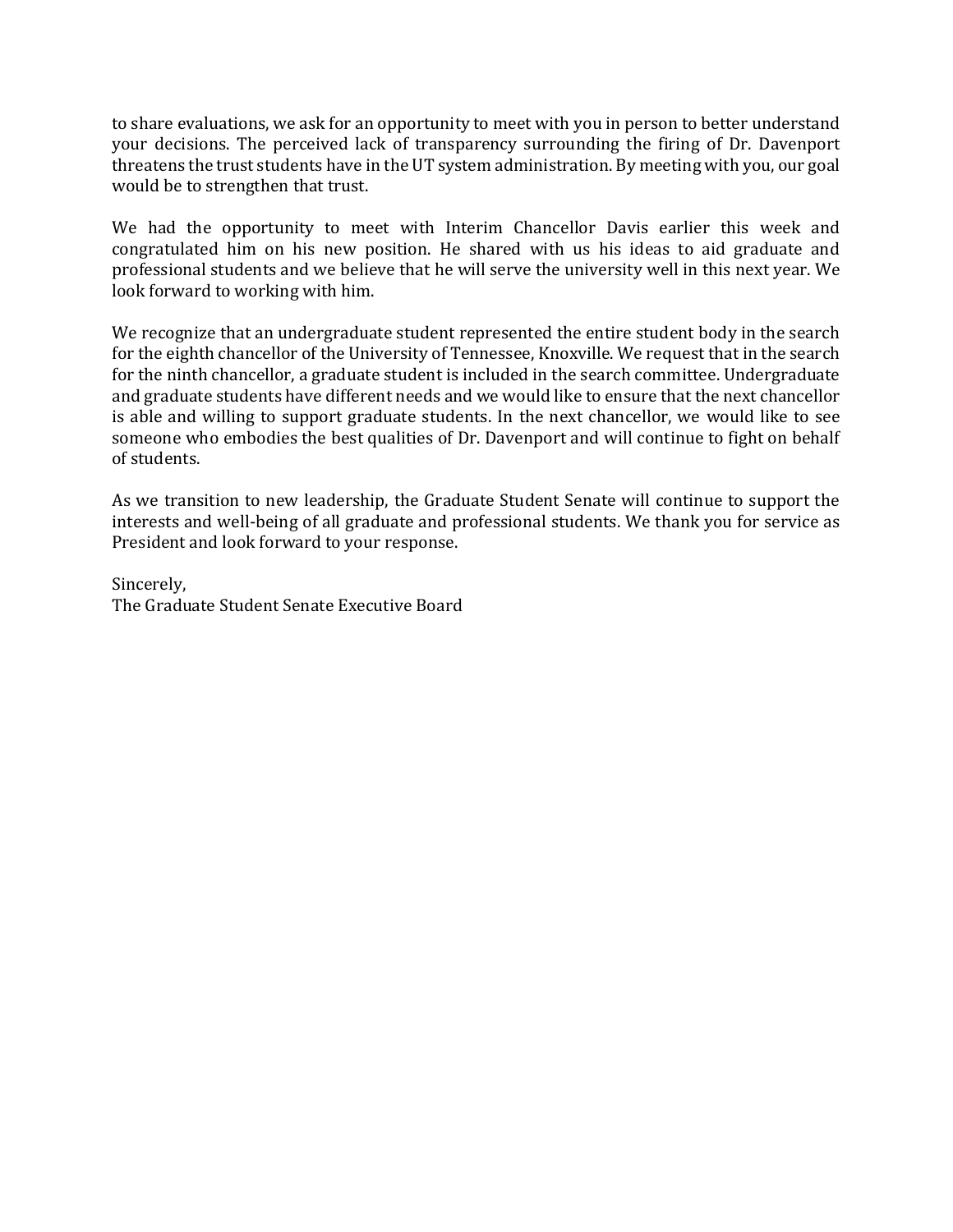to share evaluations, we ask for an opportunity to meet with you in person to better understand your decisions. The perceived lack of transparency surrounding the firing of Dr. Davenport threatens the trust students have in the UT system administration. By meeting with you, our goal would be to strengthen that trust.

We had the opportunity to meet with Interim Chancellor Davis earlier this week and congratulated him on his new position. He shared with us his ideas to aid graduate and professional students and we believe that he will serve the university well in this next year. We look forward to working with him.

We recognize that an undergraduate student represented the entire student body in the search for the eighth chancellor of the University of Tennessee, Knoxville. We request that in the search for the ninth chancellor, a graduate student is included in the search committee. Undergraduate and graduate students have different needs and we would like to ensure that the next chancellor is able and willing to support graduate students. In the next chancellor, we would like to see someone who embodies the best qualities of Dr. Davenport and will continue to fight on behalf of students.

As we transition to new leadership, the Graduate Student Senate will continue to support the interests and well-being of all graduate and professional students. We thank you for service as President and look forward to your response.

Sincerely,
The Graduate Student Senate Executive Board